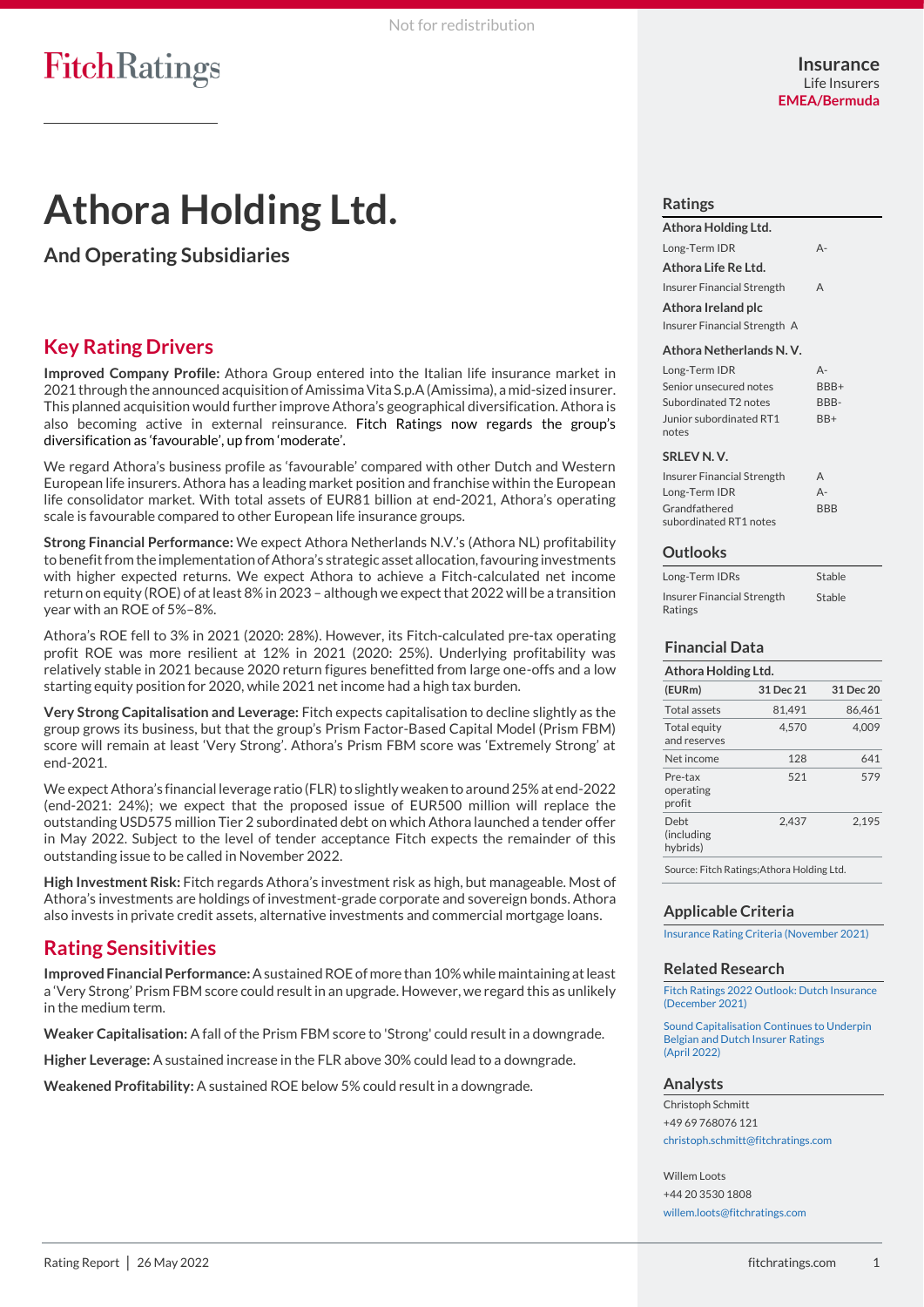Not for redistribution

FitchRatings

Insurance
Life Insurers
EMEA/Bermuda

# Athora Holding Ltd.

## And Operating Subsidiaries

## Key Rating Drivers

**Improved Company Profile:** Athora Group entered into the Italian life insurance market in 2021 through the announced acquisition of Amissima Vita S.p.A (Amissima), a mid-sized insurer. This planned acquisition would further improve Athora's geographical diversification. Athora is also becoming active in external reinsurance. Fitch Ratings now regards the group's diversification as 'favourable', up from 'moderate'.

We regard Athora's business profile as 'favourable' compared with other Dutch and Western European life insurers. Athora has a leading market position and franchise within the European life consolidator market. With total assets of EUR81 billion at end-2021, Athora's operating scale is favourable compared to other European life insurance groups.

**Strong Financial Performance:** We expect Athora Netherlands N.V.'s (Athora NL) profitability to benefit from the implementation of Athora's strategic asset allocation, favouring investments with higher expected returns. We expect Athora to achieve a Fitch-calculated net income return on equity (ROE) of at least 8% in 2023 – although we expect that 2022 will be a transition year with an ROE of 5%–8%.

Athora's ROE fell to 3% in 2021 (2020: 28%). However, its Fitch-calculated pre-tax operating profit ROE was more resilient at 12% in 2021 (2020: 25%). Underlying profitability was relatively stable in 2021 because 2020 return figures benefitted from large one-offs and a low starting equity position for 2020, while 2021 net income had a high tax burden.

**Very Strong Capitalisation and Leverage:** Fitch expects capitalisation to decline slightly as the group grows its business, but that the group's Prism Factor-Based Capital Model (Prism FBM) score will remain at least 'Very Strong'. Athora's Prism FBM score was 'Extremely Strong' at end-2021.

We expect Athora's financial leverage ratio (FLR) to slightly weaken to around 25% at end-2022 (end-2021: 24%); we expect that the proposed issue of EUR500 million will replace the outstanding USD575 million Tier 2 subordinated debt on which Athora launched a tender offer in May 2022. Subject to the level of tender acceptance Fitch expects the remainder of this outstanding issue to be called in November 2022.

**High Investment Risk:** Fitch regards Athora's investment risk as high, but manageable. Most of Athora's investments are holdings of investment-grade corporate and sovereign bonds. Athora also invests in private credit assets, alternative investments and commercial mortgage loans.

## Rating Sensitivities

**Improved Financial Performance:** A sustained ROE of more than 10% while maintaining at least a 'Very Strong' Prism FBM score could result in an upgrade. However, we regard this as unlikely in the medium term.

**Weaker Capitalisation:** A fall of the Prism FBM score to 'Strong' could result in a downgrade.

**Higher Leverage:** A sustained increase in the FLR above 30% could lead to a downgrade.

**Weakened Profitability:** A sustained ROE below 5% could result in a downgrade.

### Ratings

| | |
|---|---|
| **Athora Holding Ltd.** | |
| Long-Term IDR | A- |
| **Athora Life Re Ltd.** | |
| Insurer Financial Strength | A |
| **Athora Ireland plc** | |
| Insurer Financial Strength | A |
| **Athora Netherlands N. V.** | |
| Long-Term IDR | A- |
| Senior unsecured notes | BBB+ |
| Subordinated T2 notes | BBB- |
| Junior subordinated RT1 notes | BB+ |
| **SRLEV N. V.** | |
| Insurer Financial Strength | A |
| Long-Term IDR | A- |
| Grandfathered subordinated RT1 notes | BBB |

### Outlooks

| | |
|---|---|
| Long-Term IDRs | Stable |
| Insurer Financial Strength Ratings | Stable |

### Financial Data

**Athora Holding Ltd.**

| (EURm) | 31 Dec 21 | 31 Dec 20 |
|---|---|---|
| Total assets | 81,491 | 86,461 |
| Total equity and reserves | 4,570 | 4,009 |
| Net income | 128 | 641 |
| Pre-tax operating profit | 521 | 579 |
| Debt (including hybrids) | 2,437 | 2,195 |

Source: Fitch Ratings;Athora Holding Ltd.

### Applicable Criteria

Insurance Rating Criteria (November 2021)

### Related Research

Fitch Ratings 2022 Outlook: Dutch Insurance (December 2021)

Sound Capitalisation Continues to Underpin Belgian and Dutch Insurer Ratings (April 2022)

### Analysts

Christoph Schmitt
+49 69 768076 121
christoph.schmitt@fitchratings.com

Willem Loots
+44 20 3530 1808
willem.loots@fitchratings.com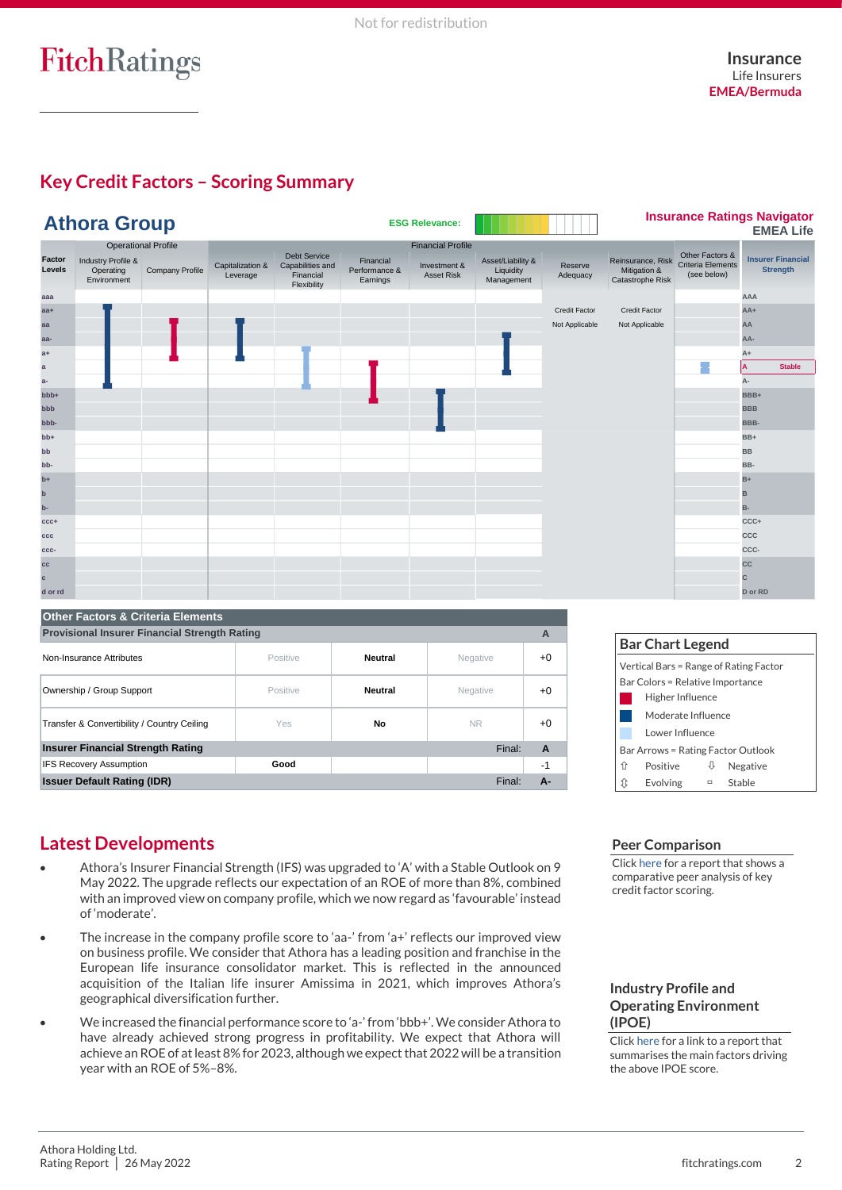Not for redistribution

# Insurance
Life Insurers
EMEA/Bermuda

## Key Credit Factors – Scoring Summary

### Athora Group

ESG Relevance:

Insurance Ratings Navigator
EMEA Life

| Factor Levels | Industry Profile & Operating Environment | Company Profile | Capitalization & Leverage | Debt Service Capabilities and Financial Flexibility | Financial Performance & Earnings | Investment & Asset Risk | Asset/Liability & Liquidity Management | Reserve Adequacy | Reinsurance, Risk Mitigation & Catastrophe Risk | Other Factors & Criteria Elements (see below) | Insurer Financial Strength |
|---|---|---|---|---|---|---|---|---|---|---|---|
| | Operational Profile | | Financial Profile | | | | | | | | |
| | | | | | | | | Credit Factor Not Applicable | Credit Factor Not Applicable | | A Stable |

## Other Factors & Criteria Elements

| Provisional Insurer Financial Strength Rating | | | | A |
|---|---|---|---|---|
| Non-Insurance Attributes | Positive | Neutral | Negative | +0 |
| Ownership / Group Support | Positive | Neutral | Negative | +0 |
| Transfer & Convertibility / Country Ceiling | Yes | No | NR | +0 |
| **Insurer Financial Strength Rating** | | | Final: | **A** |
| IFS Recovery Assumption | Good | | | -1 |
| **Issuer Default Rating (IDR)** | | | Final: | **A-** |

### Bar Chart Legend

Vertical Bars = Range of Rating Factor

Bar Colors = Relative Importance

- Higher Influence
- Moderate Influence
- Lower Influence

Bar Arrows = Rating Factor Outlook

- ⇧ Positive
- ⇩ Negative
- ⇳ Evolving
- ▫ Stable

## Latest Developments

- Athora's Insurer Financial Strength (IFS) was upgraded to 'A' with a Stable Outlook on 9 May 2022. The upgrade reflects our expectation of an ROE of more than 8%, combined with an improved view on company profile, which we now regard as 'favourable' instead of 'moderate'.
- The increase in the company profile score to 'aa-' from 'a+' reflects our improved view on business profile. We consider that Athora has a leading position and franchise in the European life insurance consolidator market. This is reflected in the announced acquisition of the Italian life insurer Amissima in 2021, which improves Athora's geographical diversification further.
- We increased the financial performance score to 'a-' from 'bbb+'. We consider Athora to have already achieved strong progress in profitability. We expect that Athora will achieve an ROE of at least 8% for 2023, although we expect that 2022 will be a transition year with an ROE of 5%–8%.

### Peer Comparison

Click here for a report that shows a comparative peer analysis of key credit factor scoring.

### Industry Profile and Operating Environment (IPOE)

Click here for a link to a report that summarises the main factors driving the above IPOE score.

Athora Holding Ltd.
Rating Report | 26 May 2022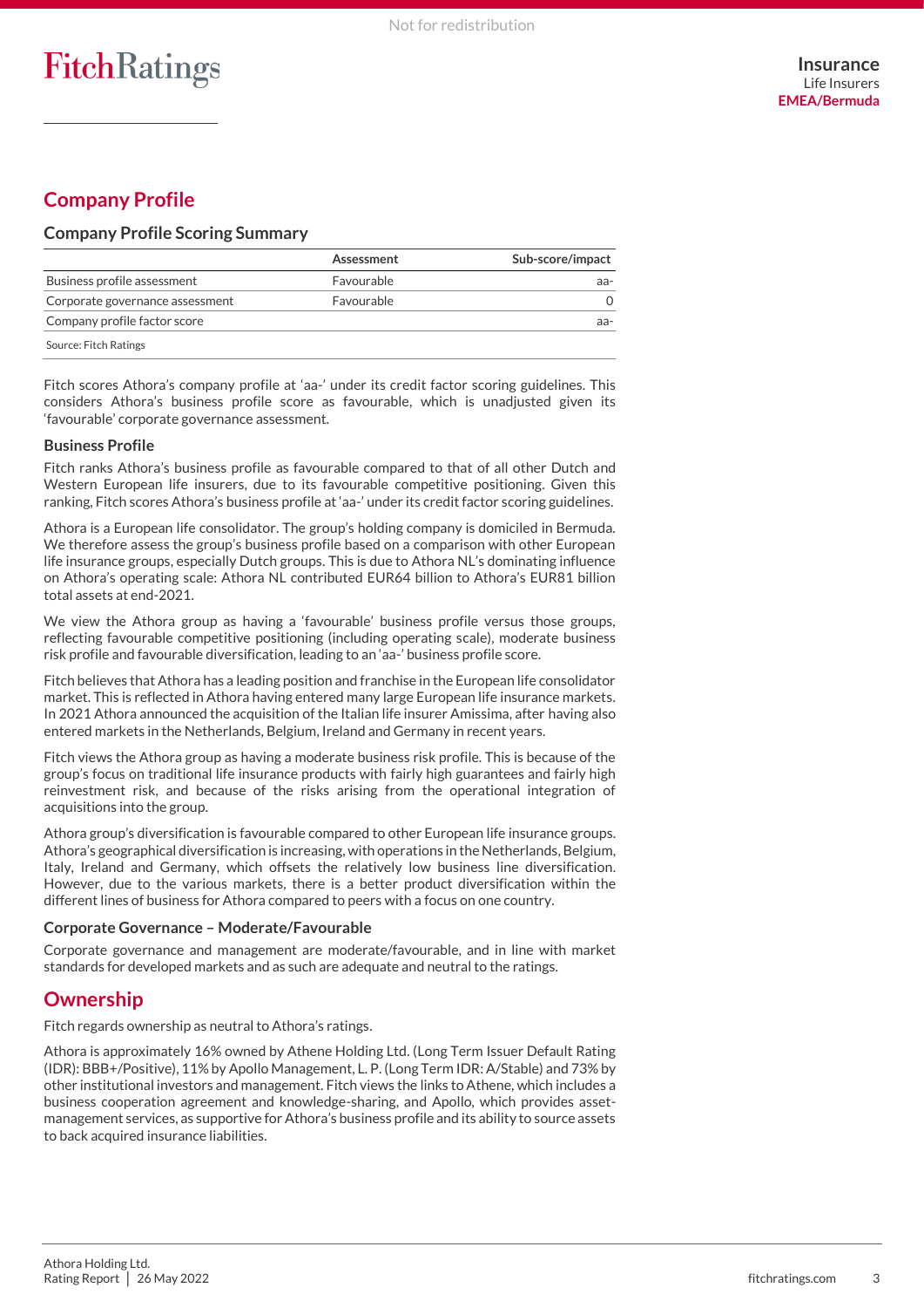## Company Profile

### Company Profile Scoring Summary

| | Assessment | Sub-score/impact |
|---|---|---|
| Business profile assessment | Favourable | aa- |
| Corporate governance assessment | Favourable | 0 |
| Company profile factor score | | aa- |

Source: Fitch Ratings

Fitch scores Athora's company profile at 'aa-' under its credit factor scoring guidelines. This considers Athora's business profile score as favourable, which is unadjusted given its 'favourable' corporate governance assessment.

### Business Profile

Fitch ranks Athora's business profile as favourable compared to that of all other Dutch and Western European life insurers, due to its favourable competitive positioning. Given this ranking, Fitch scores Athora's business profile at 'aa-' under its credit factor scoring guidelines.

Athora is a European life consolidator. The group's holding company is domiciled in Bermuda. We therefore assess the group's business profile based on a comparison with other European life insurance groups, especially Dutch groups. This is due to Athora NL's dominating influence on Athora's operating scale: Athora NL contributed EUR64 billion to Athora's EUR81 billion total assets at end-2021.

We view the Athora group as having a 'favourable' business profile versus those groups, reflecting favourable competitive positioning (including operating scale), moderate business risk profile and favourable diversification, leading to an 'aa-' business profile score.

Fitch believes that Athora has a leading position and franchise in the European life consolidator market. This is reflected in Athora having entered many large European life insurance markets. In 2021 Athora announced the acquisition of the Italian life insurer Amissima, after having also entered markets in the Netherlands, Belgium, Ireland and Germany in recent years.

Fitch views the Athora group as having a moderate business risk profile. This is because of the group's focus on traditional life insurance products with fairly high guarantees and fairly high reinvestment risk, and because of the risks arising from the operational integration of acquisitions into the group.

Athora group's diversification is favourable compared to other European life insurance groups. Athora's geographical diversification is increasing, with operations in the Netherlands, Belgium, Italy, Ireland and Germany, which offsets the relatively low business line diversification. However, due to the various markets, there is a better product diversification within the different lines of business for Athora compared to peers with a focus on one country.

### Corporate Governance – Moderate/Favourable

Corporate governance and management are moderate/favourable, and in line with market standards for developed markets and as such are adequate and neutral to the ratings.

## Ownership

Fitch regards ownership as neutral to Athora's ratings.

Athora is approximately 16% owned by Athene Holding Ltd. (Long Term Issuer Default Rating (IDR): BBB+/Positive), 11% by Apollo Management, L. P. (Long Term IDR: A/Stable) and 73% by other institutional investors and management. Fitch views the links to Athene, which includes a business cooperation agreement and knowledge-sharing, and Apollo, which provides asset-management services, as supportive for Athora's business profile and its ability to source assets to back acquired insurance liabilities.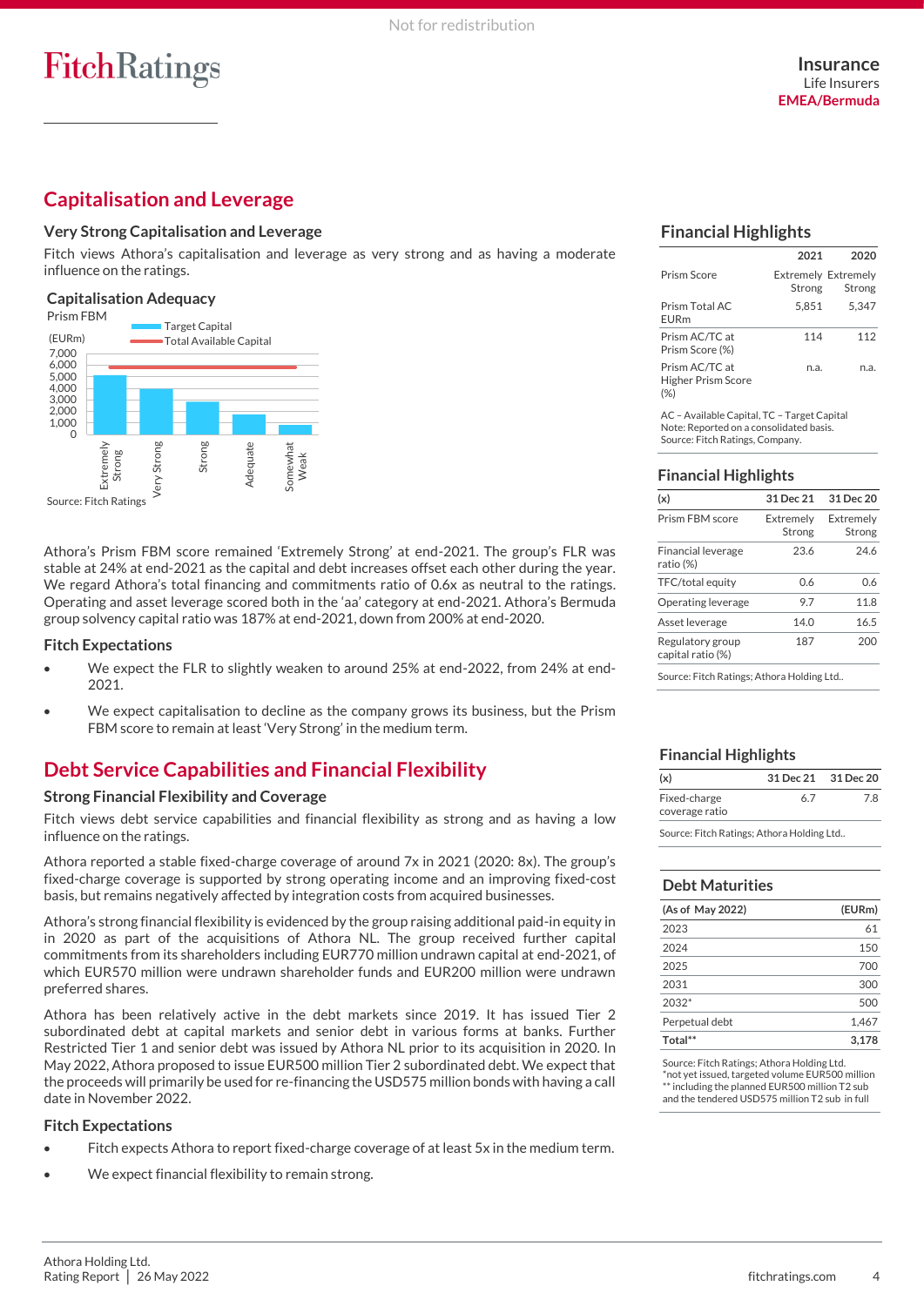## Capitalisation and Leverage

### Very Strong Capitalisation and Leverage

Fitch views Athora's capitalisation and leverage as very strong and as having a moderate influence on the ratings.

**Capitalisation Adequacy**
Prism FBM

Source: Fitch Ratings

Athora's Prism FBM score remained 'Extremely Strong' at end-2021. The group's FLR was stable at 24% at end-2021 as the capital and debt increases offset each other during the year. We regard Athora's total financing and commitments ratio of 0.6x as neutral to the ratings. Operating and asset leverage scored both in the 'aa' category at end-2021. Athora's Bermuda group solvency capital ratio was 187% at end-2021, down from 200% at end-2020.

### Fitch Expectations

- We expect the FLR to slightly weaken to around 25% at end-2022, from 24% at end-2021.
- We expect capitalisation to decline as the company grows its business, but the Prism FBM score to remain at least 'Very Strong' in the medium term.

### Financial Highlights

| | 2021 | 2020 |
|---|---|---|
| Prism Score | Extremely Strong | Extremely Strong |
| Prism Total AC EURm | 5,851 | 5,347 |
| Prism AC/TC at Prism Score (%) | 114 | 112 |
| Prism AC/TC at Higher Prism Score (%) | n.a. | n.a. |

AC – Available Capital, TC – Target Capital
Note: Reported on a consolidated basis.
Source: Fitch Ratings, Company.

### Financial Highlights

| (x) | 31 Dec 21 | 31 Dec 20 |
|---|---|---|
| Prism FBM score | Extremely Strong | Extremely Strong |
| Financial leverage ratio (%) | 23.6 | 24.6 |
| TFC/total equity | 0.6 | 0.6 |
| Operating leverage | 9.7 | 11.8 |
| Asset leverage | 14.0 | 16.5 |
| Regulatory group capital ratio (%) | 187 | 200 |

Source: Fitch Ratings; Athora Holding Ltd..

## Debt Service Capabilities and Financial Flexibility

### Strong Financial Flexibility and Coverage

Fitch views debt service capabilities and financial flexibility as strong and as having a low influence on the ratings.

Athora reported a stable fixed-charge coverage of around 7x in 2021 (2020: 8x). The group's fixed-charge coverage is supported by strong operating income and an improving fixed-cost basis, but remains negatively affected by integration costs from acquired businesses.

Athora's strong financial flexibility is evidenced by the group raising additional paid-in equity in in 2020 as part of the acquisitions of Athora NL. The group received further capital commitments from its shareholders including EUR770 million undrawn capital at end-2021, of which EUR570 million were undrawn shareholder funds and EUR200 million were undrawn preferred shares.

Athora has been relatively active in the debt markets since 2019. It has issued Tier 2 subordinated debt at capital markets and senior debt in various forms at banks. Further Restricted Tier 1 and senior debt was issued by Athora NL prior to its acquisition in 2020. In May 2022, Athora proposed to issue EUR500 million Tier 2 subordinated debt. We expect that the proceeds will primarily be used for re-financing the USD575 million bonds with having a call date in November 2022.

### Fitch Expectations

- Fitch expects Athora to report fixed-charge coverage of at least 5x in the medium term.
- We expect financial flexibility to remain strong.

### Financial Highlights

| (x) | 31 Dec 21 | 31 Dec 20 |
|---|---|---|
| Fixed-charge coverage ratio | 6.7 | 7.8 |

Source: Fitch Ratings; Athora Holding Ltd..

### Debt Maturities

| (As of May 2022) | (EURm) |
|---|---|
| 2023 | 61 |
| 2024 | 150 |
| 2025 | 700 |
| 2031 | 300 |
| 2032* | 500 |
| Perpetual debt | 1,467 |
| **Total**** | **3,178** |

Source: Fitch Ratings; Athora Holding Ltd.
*not yet issued, targeted volume EUR500 million
** including the planned EUR500 million T2 sub and the tendered USD575 million T2 sub in full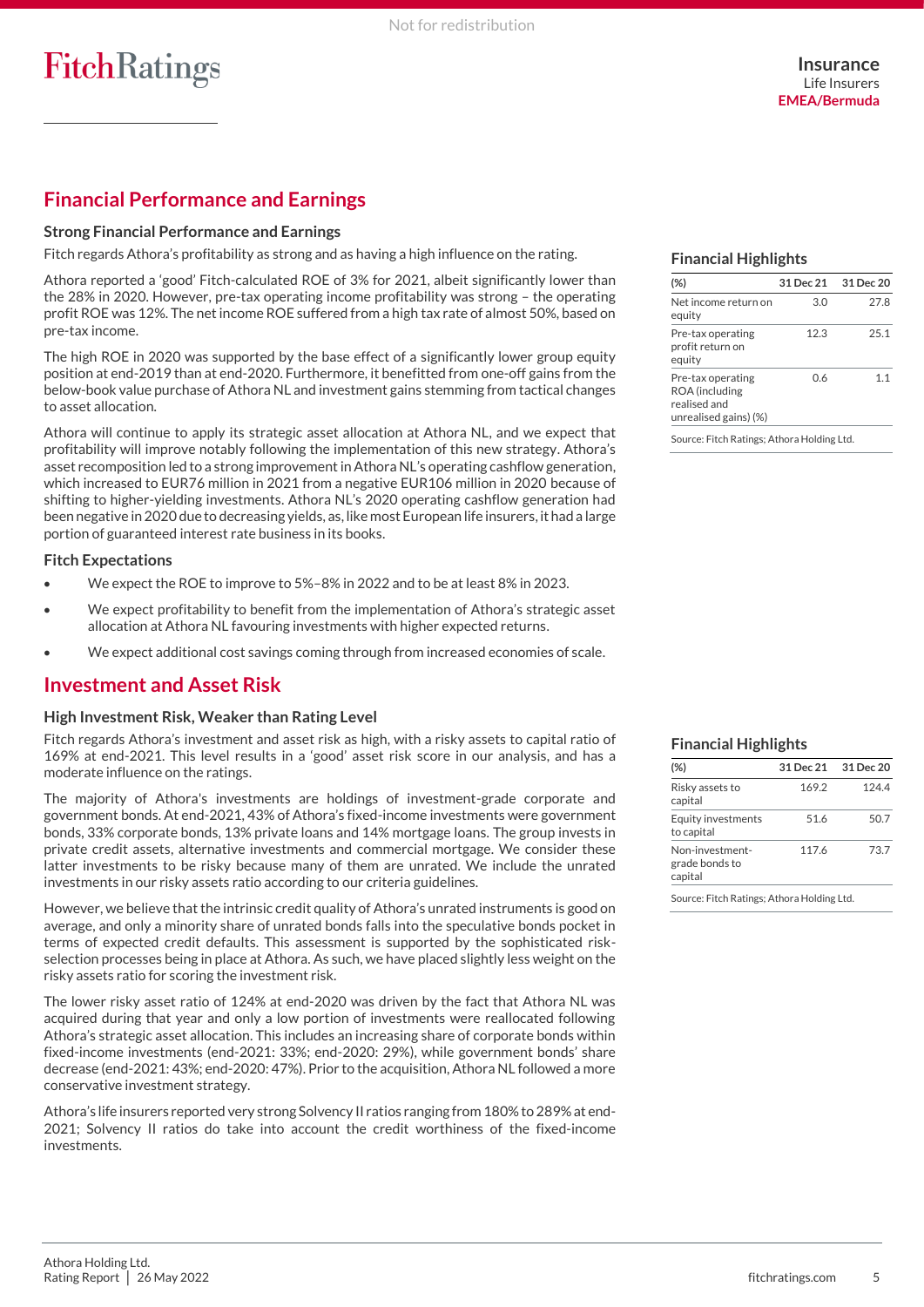## Financial Performance and Earnings

### Strong Financial Performance and Earnings

Fitch regards Athora's profitability as strong and as having a high influence on the rating.

Athora reported a 'good' Fitch-calculated ROE of 3% for 2021, albeit significantly lower than the 28% in 2020. However, pre-tax operating income profitability was strong – the operating profit ROE was 12%. The net income ROE suffered from a high tax rate of almost 50%, based on pre-tax income.

The high ROE in 2020 was supported by the base effect of a significantly lower group equity position at end-2019 than at end-2020. Furthermore, it benefitted from one-off gains from the below-book value purchase of Athora NL and investment gains stemming from tactical changes to asset allocation.

Athora will continue to apply its strategic asset allocation at Athora NL, and we expect that profitability will improve notably following the implementation of this new strategy. Athora's asset recomposition led to a strong improvement in Athora NL's operating cashflow generation, which increased to EUR76 million in 2021 from a negative EUR106 million in 2020 because of shifting to higher-yielding investments. Athora NL's 2020 operating cashflow generation had been negative in 2020 due to decreasing yields, as, like most European life insurers, it had a large portion of guaranteed interest rate business in its books.

### Fitch Expectations

- We expect the ROE to improve to 5%–8% in 2022 and to be at least 8% in 2023.
- We expect profitability to benefit from the implementation of Athora's strategic asset allocation at Athora NL favouring investments with higher expected returns.
- We expect additional cost savings coming through from increased economies of scale.

### Financial Highlights

| (%) | 31 Dec 21 | 31 Dec 20 |
|---|---|---|
| Net income return on equity | 3.0 | 27.8 |
| Pre-tax operating profit return on equity | 12.3 | 25.1 |
| Pre-tax operating ROA (including realised and unrealised gains) (%) | 0.6 | 1.1 |

Source: Fitch Ratings; Athora Holding Ltd.

## Investment and Asset Risk

### High Investment Risk, Weaker than Rating Level

Fitch regards Athora's investment and asset risk as high, with a risky assets to capital ratio of 169% at end-2021. This level results in a 'good' asset risk score in our analysis, and has a moderate influence on the ratings.

The majority of Athora's investments are holdings of investment-grade corporate and government bonds. At end-2021, 43% of Athora's fixed-income investments were government bonds, 33% corporate bonds, 13% private loans and 14% mortgage loans. The group invests in private credit assets, alternative investments and commercial mortgage. We consider these latter investments to be risky because many of them are unrated. We include the unrated investments in our risky assets ratio according to our criteria guidelines.

However, we believe that the intrinsic credit quality of Athora's unrated instruments is good on average, and only a minority share of unrated bonds falls into the speculative bonds pocket in terms of expected credit defaults. This assessment is supported by the sophisticated risk-selection processes being in place at Athora. As such, we have placed slightly less weight on the risky assets ratio for scoring the investment risk.

The lower risky asset ratio of 124% at end-2020 was driven by the fact that Athora NL was acquired during that year and only a low portion of investments were reallocated following Athora's strategic asset allocation. This includes an increasing share of corporate bonds within fixed-income investments (end-2021: 33%; end-2020: 29%), while government bonds' share decrease (end-2021: 43%; end-2020: 47%). Prior to the acquisition, Athora NL followed a more conservative investment strategy.

Athora's life insurers reported very strong Solvency II ratios ranging from 180% to 289% at end-2021; Solvency II ratios do take into account the credit worthiness of the fixed-income investments.

### Financial Highlights

| (%) | 31 Dec 21 | 31 Dec 20 |
|---|---|---|
| Risky assets to capital | 169.2 | 124.4 |
| Equity investments to capital | 51.6 | 50.7 |
| Non-investment-grade bonds to capital | 117.6 | 73.7 |

Source: Fitch Ratings; Athora Holding Ltd.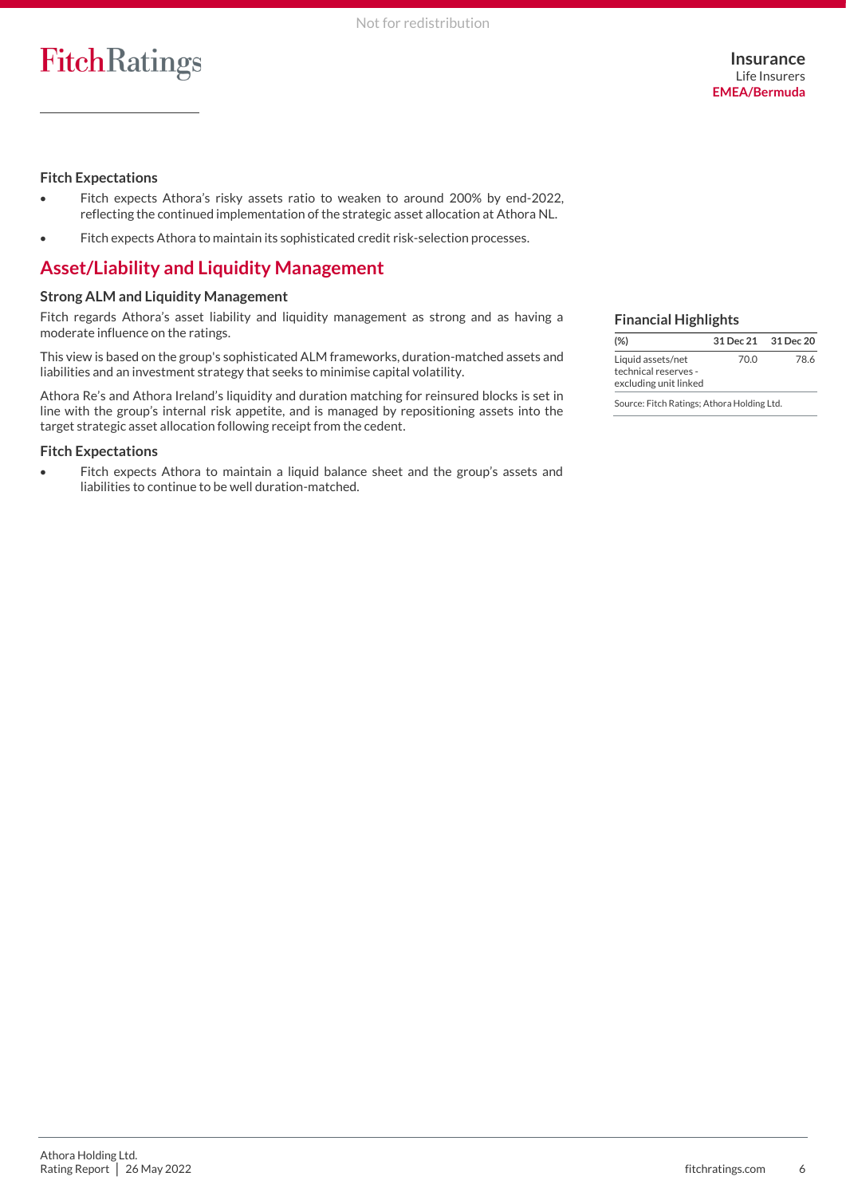### Fitch Expectations

- Fitch expects Athora's risky assets ratio to weaken to around 200% by end-2022, reflecting the continued implementation of the strategic asset allocation at Athora NL.
- Fitch expects Athora to maintain its sophisticated credit risk-selection processes.

## Asset/Liability and Liquidity Management

### Strong ALM and Liquidity Management

Fitch regards Athora's asset liability and liquidity management as strong and as having a moderate influence on the ratings.

This view is based on the group's sophisticated ALM frameworks, duration-matched assets and liabilities and an investment strategy that seeks to minimise capital volatility.

Athora Re's and Athora Ireland's liquidity and duration matching for reinsured blocks is set in line with the group's internal risk appetite, and is managed by repositioning assets into the target strategic asset allocation following receipt from the cedent.

### Fitch Expectations

- Fitch expects Athora to maintain a liquid balance sheet and the group's assets and liabilities to continue to be well duration-matched.

### Financial Highlights

| (%) | 31 Dec 21 | 31 Dec 20 |
|---|---|---|
| Liquid assets/net technical reserves - excluding unit linked | 70.0 | 78.6 |

Source: Fitch Ratings; Athora Holding Ltd.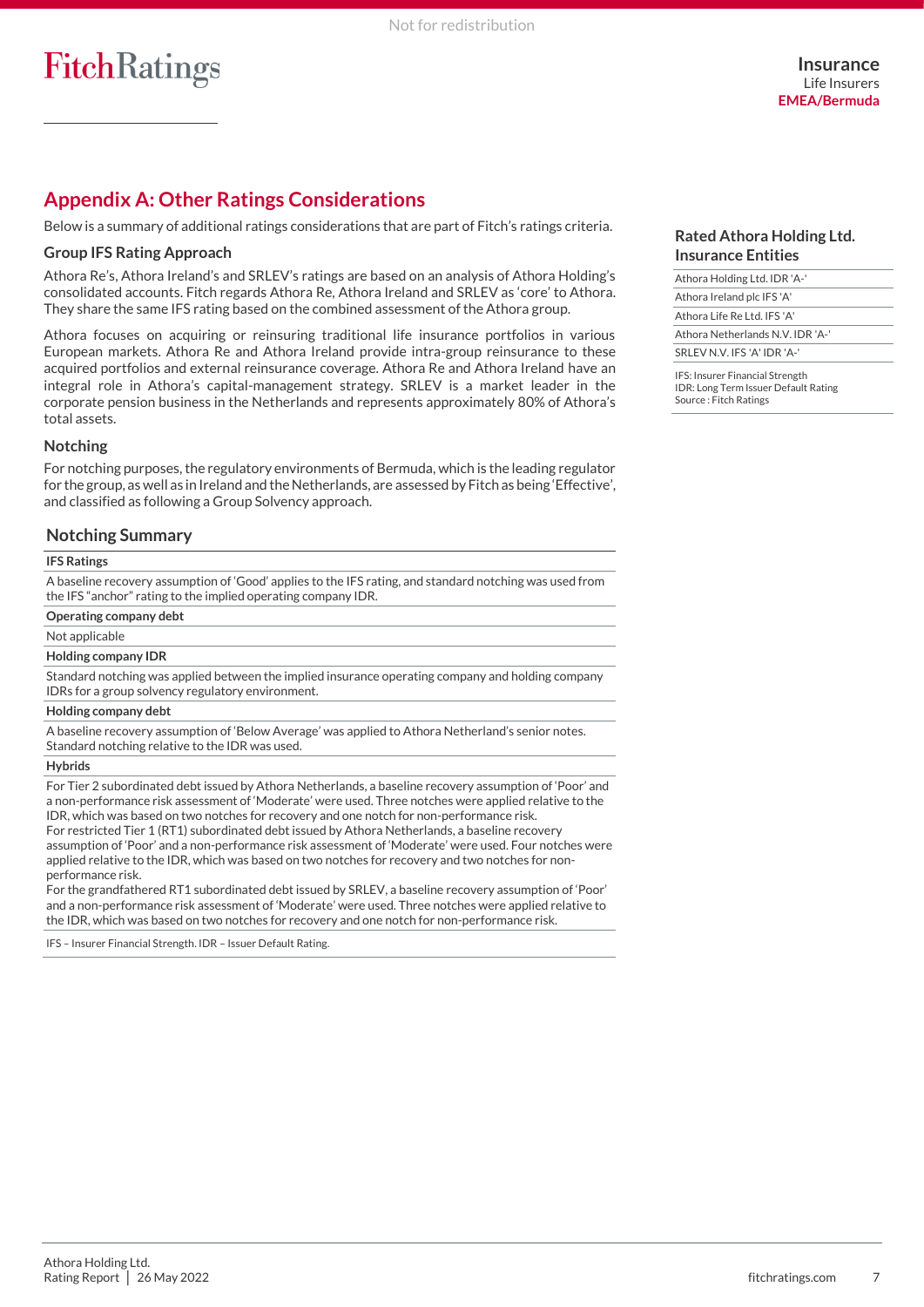## Appendix A: Other Ratings Considerations

Below is a summary of additional ratings considerations that are part of Fitch's ratings criteria.

### Group IFS Rating Approach

Athora Re's, Athora Ireland's and SRLEV's ratings are based on an analysis of Athora Holding's consolidated accounts. Fitch regards Athora Re, Athora Ireland and SRLEV as 'core' to Athora. They share the same IFS rating based on the combined assessment of the Athora group.

Athora focuses on acquiring or reinsuring traditional life insurance portfolios in various European markets. Athora Re and Athora Ireland provide intra-group reinsurance to these acquired portfolios and external reinsurance coverage. Athora Re and Athora Ireland have an integral role in Athora's capital-management strategy. SRLEV is a market leader in the corporate pension business in the Netherlands and represents approximately 80% of Athora's total assets.

### Notching

For notching purposes, the regulatory environments of Bermuda, which is the leading regulator for the group, as well as in Ireland and the Netherlands, are assessed by Fitch as being 'Effective', and classified as following a Group Solvency approach.

### Notching Summary

**IFS Ratings**

A baseline recovery assumption of 'Good' applies to the IFS rating, and standard notching was used from the IFS "anchor" rating to the implied operating company IDR.

**Operating company debt**

Not applicable

**Holding company IDR**

Standard notching was applied between the implied insurance operating company and holding company IDRs for a group solvency regulatory environment.

**Holding company debt**

A baseline recovery assumption of 'Below Average' was applied to Athora Netherland's senior notes. Standard notching relative to the IDR was used.

**Hybrids**

For Tier 2 subordinated debt issued by Athora Netherlands, a baseline recovery assumption of 'Poor' and a non-performance risk assessment of 'Moderate' were used. Three notches were applied relative to the IDR, which was based on two notches for recovery and one notch for non-performance risk.
For restricted Tier 1 (RT1) subordinated debt issued by Athora Netherlands, a baseline recovery assumption of 'Poor' and a non-performance risk assessment of 'Moderate' were used. Four notches were applied relative to the IDR, which was based on two notches for recovery and two notches for non-performance risk.
For the grandfathered RT1 subordinated debt issued by SRLEV, a baseline recovery assumption of 'Poor' and a non-performance risk assessment of 'Moderate' were used. Three notches were applied relative to the IDR, which was based on two notches for recovery and one notch for non-performance risk.

IFS – Insurer Financial Strength. IDR – Issuer Default Rating.

### Rated Athora Holding Ltd. Insurance Entities

| |
|---|
| Athora Holding Ltd. IDR 'A-' |
| Athora Ireland plc IFS 'A' |
| Athora Life Re Ltd. IFS 'A' |
| Athora Netherlands N.V. IDR 'A-' |
| SRLEV N.V. IFS 'A' IDR 'A-' |

IFS: Insurer Financial Strength
IDR: Long Term Issuer Default Rating
Source : Fitch Ratings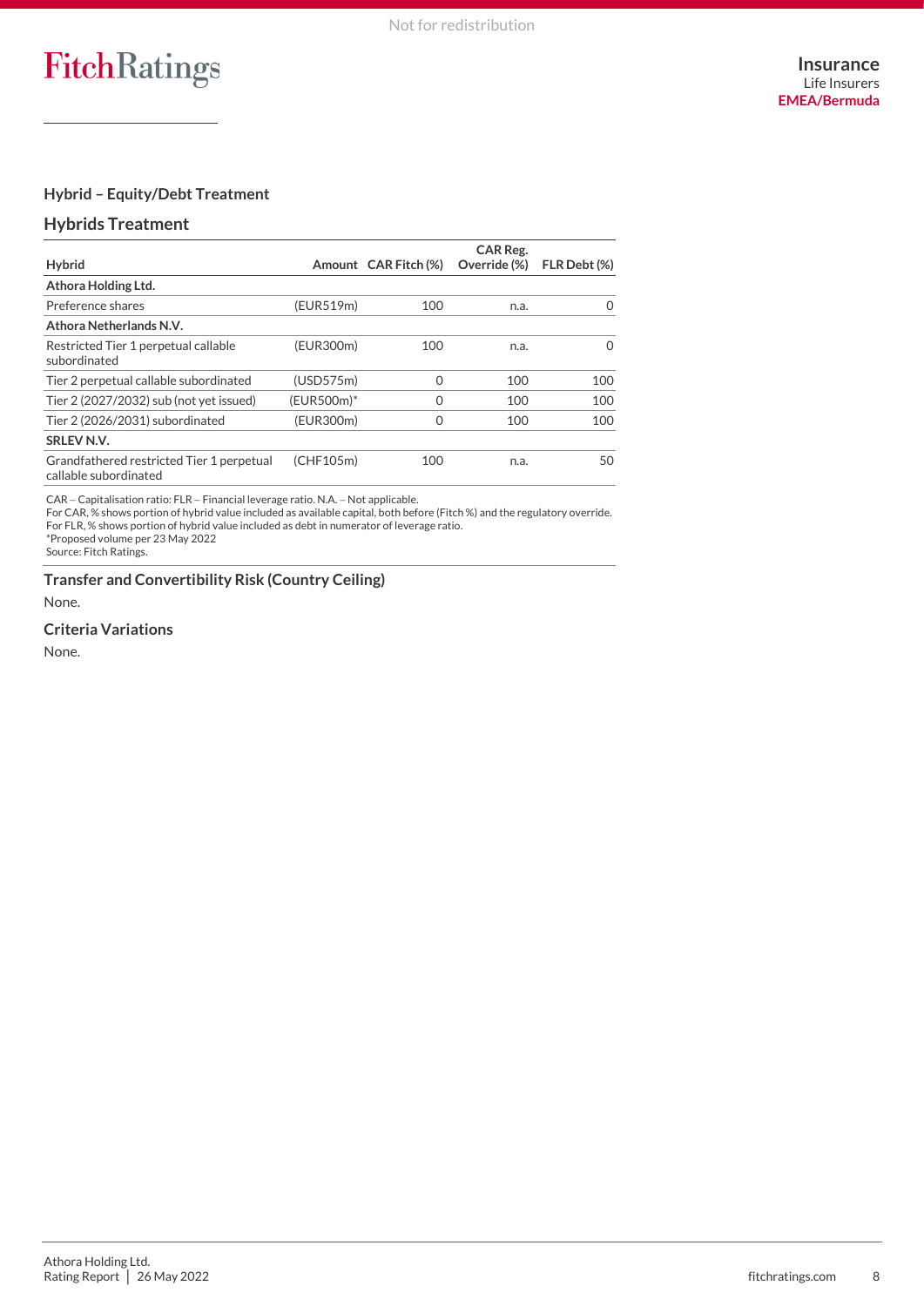## Hybrid – Equity/Debt Treatment

### Hybrids Treatment

| Hybrid | Amount | CAR Fitch (%) | CAR Reg. Override (%) | FLR Debt (%) |
|---|---|---|---|---|
| **Athora Holding Ltd.** | | | | |
| Preference shares | (EUR519m) | 100 | n.a. | 0 |
| **Athora Netherlands N.V.** | | | | |
| Restricted Tier 1 perpetual callable subordinated | (EUR300m) | 100 | n.a. | 0 |
| Tier 2 perpetual callable subordinated | (USD575m) | 0 | 100 | 100 |
| Tier 2 (2027/2032) sub (not yet issued) | (EUR500m)* | 0 | 100 | 100 |
| Tier 2 (2026/2031) subordinated | (EUR300m) | 0 | 100 | 100 |
| **SRLEV N.V.** | | | | |
| Grandfathered restricted Tier 1 perpetual callable subordinated | (CHF105m) | 100 | n.a. | 50 |

CAR – Capitalisation ratio: FLR – Financial leverage ratio. N.A. – Not applicable.
For CAR, % shows portion of hybrid value included as available capital, both before (Fitch %) and the regulatory override.
For FLR, % shows portion of hybrid value included as debt in numerator of leverage ratio.
*Proposed volume per 23 May 2022
Source: Fitch Ratings.

### Transfer and Convertibility Risk (Country Ceiling)

None.

### Criteria Variations

None.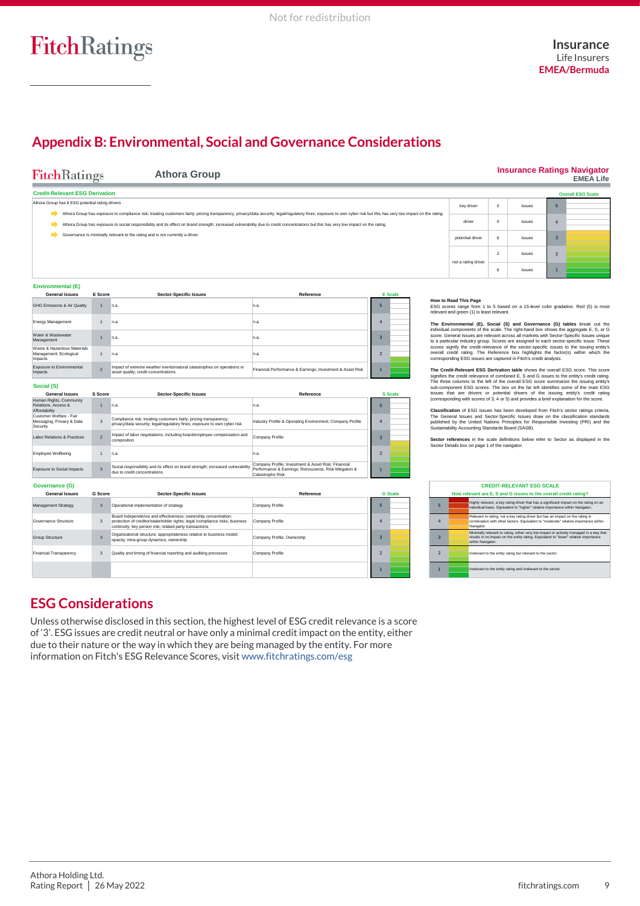## Appendix B: Environmental, Social and Governance Considerations

**FitchRatings** | **Athora Group** | **Insurance Ratings Navigator** **EMEA Life**

### Credit-Relevant ESG Derivation

Athora Group has 6 ESG potential rating drivers

- Athora Group has exposure to compliance risk; treating customers fairly; pricing transparency; privacy/data security; legal/regulatory fines; exposure to own cyber risk but this has very low impact on the rating.
- Athora Group has exposure to social responsibility and its effect on brand strength; increased vulnerability due to credit concentrations but this has very low impact on the rating.
- Governance is minimally relevant to the rating and is not currently a driver.

| | | | Overall ESG Scale |
|---|---|---|---|
| key driver | 0 | issues | 5 |
| driver | 0 | issues | 4 |
| potential driver | 6 | issues | 3 |
| not a rating driver | 2 | issues | 2 |
| | 6 | issues | 1 |

### Environmental (E)

| General Issues | E Score | Sector-Specific Issues | Reference | E Scale |
|---|---|---|---|---|
| GHG Emissions & Air Quality | 1 | n.a. | n.a. | 5 |
| Energy Management | 1 | n.a. | n.a. | 4 |
| Water & Wastewater Management | 1 | n.a. | n.a. | 3 |
| Waste & Hazardous Materials Management; Ecological Impacts | 1 | n.a. | n.a. | 2 |
| Exposure to Environmental Impacts | 2 | Impact of extreme weather events/natural catastrophes on operations or asset quality; credit concentrations | Financial Performance & Earnings; Investment & Asset Risk | 1 |

### Social (S)

| General Issues | S Score | Sector-Specific Issues | Reference | S Scale |
|---|---|---|---|---|
| Human Rights, Community Relations, Access & Affordability | 1 | n.a. | n.a. | 5 |
| Customer Welfare - Fair Messaging, Privacy & Data Security | 3 | Compliance risk; treating customers fairly; pricing transparency; privacy/data security; legal/regulatory fines; exposure to own cyber risk | Industry Profile & Operating Environment; Company Profile | 4 |
| Labor Relations & Practices | 2 | Impact of labor negotiations, including board/employee compensation and composition | Company Profile | 3 |
| Employee Wellbeing | 1 | n.a. | n.a. | 2 |
| Exposure to Social Impacts | 3 | Social responsibility and its effect on brand strength; increased vulnerability due to credit concentrations | Company Profile; Investment & Asset Risk; Financial Performance & Earnings; Reinsurance, Risk Mitigation & Catastrophe Risk | 1 |

### Governance (G)

| General Issues | G Score | Sector-Specific Issues | Reference | G Scale |
|---|---|---|---|---|
| Management Strategy | 3 | Operational implementation of strategy | Company Profile | 5 |
| Governance Structure | 3 | Board independence and effectiveness; ownership concentration; protection of creditor/stakeholder rights; legal /compliance risks; business continuity; key person risk; related party transactions | Company Profile | 4 |
| Group Structure | 3 | Organizational structure; appropriateness relative to business model; opacity; intra-group dynamics; ownership | Company Profile; Ownership | 3 |
| Financial Transparency | 3 | Quality and timing of financial reporting and auditing processes | Company Profile | 2 |
| | | | | 1 |

**How to Read This Page**
ESG scores range from 1 to 5 based on a 15-level color gradation. Red (5) is most relevant and green (1) is least relevant.

**The Environmental (E), Social (S) and Governance (G) tables** break out the individual components of the scale. The right-hand box shows the aggregate E, S, or G score. General Issues are relevant across all markets with Sector-Specific Issues unique to a particular industry group. Scores are assigned to each sector-specific issue. These scores signify the credit-relevance of the sector-specific issues to the issuing entity's overall credit rating. The Reference box highlights the factor(s) within which the corresponding ESG issues are captured in Fitch's credit analysis.

**The Credit-Relevant ESG Derivation table** shows the overall ESG score. This score signifies the credit relevance of combined E, S and G issues to the entity's credit rating. The three columns to the left of the overall ESG score summarize the issuing entity's sub-component ESG scores. The box on the far left identifies some of the main ESG issues that are drivers or potential drivers of the issuing entity's credit rating (corresponding with scores of 3, 4 or 5) and provides a brief explanation for the score.

**Classification** of ESG issues has been developed from Fitch's sector ratings criteria. The General Issues and Sector-Specific Issues draw on the classification standards published by the United Nations Principles for Responsible Investing (PRI) and the Sustainability Accounting Standards Board (SASB).

**Sector references** in the scale definitions below refer to Sector as displayed in the Sector Details box on page 1 of the navigator.

**CREDIT-RELEVANT ESG SCALE**

How relevant are E, S and G issues to the overall credit rating?

| Score | Description |
|---|---|
| 5 | Highly relevant, a key rating driver that has a significant impact on the rating on an individual basis. Equivalent to "higher" relative importance within Navigator. |
| 4 | Relevant to rating, not a key rating driver but has an impact on the rating in combination with other factors. Equivalent to "moderate" relative importance within Navigator. |
| 3 | Minimally relevant to rating, either very low impact or actively managed in a way that results in no impact on the entity rating. Equivalent to "lower" relative importance within Navigator. |
| 2 | Irrelevant to the entity rating but relevant to the sector. |
| 1 | Irrelevant to the entity rating and irrelevant to the sector. |

## ESG Considerations

Unless otherwise disclosed in this section, the highest level of ESG credit relevance is a score of '3'. ESG issues are credit neutral or have only a minimal credit impact on the entity, either due to their nature or the way in which they are being managed by the entity. For more information on Fitch's ESG Relevance Scores, visit www.fitchratings.com/esg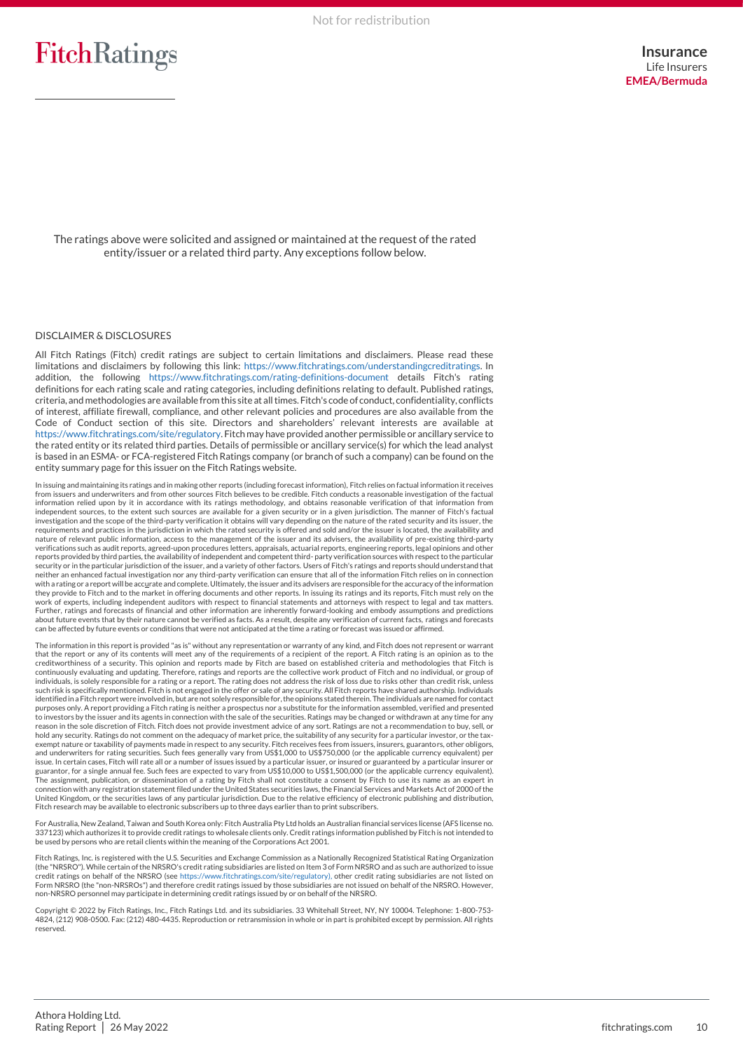The ratings above were solicited and assigned or maintained at the request of the rated entity/issuer or a related third party. Any exceptions follow below.

DISCLAIMER & DISCLOSURES

All Fitch Ratings (Fitch) credit ratings are subject to certain limitations and disclaimers. Please read these limitations and disclaimers by following this link: https://www.fitchratings.com/understandingcreditratings. In addition, the following https://www.fitchratings.com/rating-definitions-document details Fitch's rating definitions for each rating scale and rating categories, including definitions relating to default. Published ratings, criteria, and methodologies are available from this site at all times. Fitch's code of conduct, confidentiality, conflicts of interest, affiliate firewall, compliance, and other relevant policies and procedures are also available from the Code of Conduct section of this site. Directors and shareholders' relevant interests are available at https://www.fitchratings.com/site/regulatory. Fitch may have provided another permissible or ancillary service to the rated entity or its related third parties. Details of permissible or ancillary service(s) for which the lead analyst is based in an ESMA- or FCA-registered Fitch Ratings company (or branch of such a company) can be found on the entity summary page for this issuer on the Fitch Ratings website.

In issuing and maintaining its ratings and in making other reports (including forecast information), Fitch relies on factual information it receives from issuers and underwriters and from other sources Fitch believes to be credible. Fitch conducts a reasonable investigation of the factual information relied upon by it in accordance with its ratings methodology, and obtains reasonable verification of that information from independent sources, to the extent such sources are available for a given security or in a given jurisdiction. The manner of Fitch's factual investigation and the scope of the third-party verification it obtains will vary depending on the nature of the rated security and its issuer, the requirements and practices in the jurisdiction in which the rated security is offered and sold and/or the issuer is located, the availability and nature of relevant public information, access to the management of the issuer and its advisers, the availability of pre-existing third-party verifications such as audit reports, agreed-upon procedures letters, appraisals, actuarial reports, engineering reports, legal opinions and other reports provided by third parties, the availability of independent and competent third- party verification sources with respect to the particular security or in the particular jurisdiction of the issuer, and a variety of other factors. Users of Fitch's ratings and reports should understand that neither an enhanced factual investigation nor any third-party verification can ensure that all of the information Fitch relies on in connection with a rating or a report will be accurate and complete. Ultimately, the issuer and its advisers are responsible for the accuracy of the information they provide to Fitch and to the market in offering documents and other reports. In issuing its ratings and its reports, Fitch must rely on the work of experts, including independent auditors with respect to financial statements and attorneys with respect to legal and tax matters. Further, ratings and forecasts of financial and other information are inherently forward-looking and embody assumptions and predictions about future events that by their nature cannot be verified as facts. As a result, despite any verification of current facts, ratings and forecasts can be affected by future events or conditions that were not anticipated at the time a rating or forecast was issued or affirmed.

The information in this report is provided "as is" without any representation or warranty of any kind, and Fitch does not represent or warrant that the report or any of its contents will meet any of the requirements of a recipient of the report. A Fitch rating is an opinion as to the creditworthiness of a security. This opinion and reports made by Fitch are based on established criteria and methodologies that Fitch is continuously evaluating and updating. Therefore, ratings and reports are the collective work product of Fitch and no individual, or group of individuals, is solely responsible for a rating or a report. The rating does not address the risk of loss due to risks other than credit risk, unless such risk is specifically mentioned. Fitch is not engaged in the offer or sale of any security. All Fitch reports have shared authorship. Individuals identified in a Fitch report were involved in, but are not solely responsible for, the opinions stated therein. The individuals are named for contact purposes only. A report providing a Fitch rating is neither a prospectus nor a substitute for the information assembled, verified and presented to investors by the issuer and its agents in connection with the sale of the securities. Ratings may be changed or withdrawn at any time for any reason in the sole discretion of Fitch. Fitch does not provide investment advice of any sort. Ratings are not a recommendation to buy, sell, or hold any security. Ratings do not comment on the adequacy of market price, the suitability of any security for a particular investor, or the tax-exempt nature or taxability of payments made in respect to any security. Fitch receives fees from issuers, insurers, guarantors, other obligors, and underwriters for rating securities. Such fees generally vary from US$1,000 to US$750,000 (or the applicable currency equivalent) per issue. In certain cases, Fitch will rate all or a number of issues issued by a particular issuer, or insured or guaranteed by a particular insurer or guarantor, for a single annual fee. Such fees are expected to vary from US$10,000 to US$1,500,000 (or the applicable currency equivalent). The assignment, publication, or dissemination of a rating by Fitch shall not constitute a consent by Fitch to use its name as an expert in connection with any registration statement filed under the United States securities laws, the Financial Services and Markets Act of 2000 of the United Kingdom, or the securities laws of any particular jurisdiction. Due to the relative efficiency of electronic publishing and distribution, Fitch research may be available to electronic subscribers up to three days earlier than to print subscribers.

For Australia, New Zealand, Taiwan and South Korea only: Fitch Australia Pty Ltd holds an Australian financial services license (AFS license no. 337123) which authorizes it to provide credit ratings to wholesale clients only. Credit ratings information published by Fitch is not intended to be used by persons who are retail clients within the meaning of the Corporations Act 2001.

Fitch Ratings, Inc. is registered with the U.S. Securities and Exchange Commission as a Nationally Recognized Statistical Rating Organization (the "NRSRO"). While certain of the NRSRO's credit rating subsidiaries are listed on Item 3 of Form NRSRO and as such are authorized to issue credit ratings on behalf of the NRSRO (see https://www.fitchratings.com/site/regulatory), other credit rating subsidiaries are not listed on Form NRSRO (the "non-NRSROs") and therefore credit ratings issued by those subsidiaries are not issued on behalf of the NRSRO. However, non-NRSRO personnel may participate in determining credit ratings issued by or on behalf of the NRSRO.

Copyright © 2022 by Fitch Ratings, Inc., Fitch Ratings Ltd. and its subsidiaries. 33 Whitehall Street, NY, NY 10004. Telephone: 1-800-753-4824, (212) 908-0500. Fax: (212) 480-4435. Reproduction or retransmission in whole or in part is prohibited except by permission. All rights reserved.